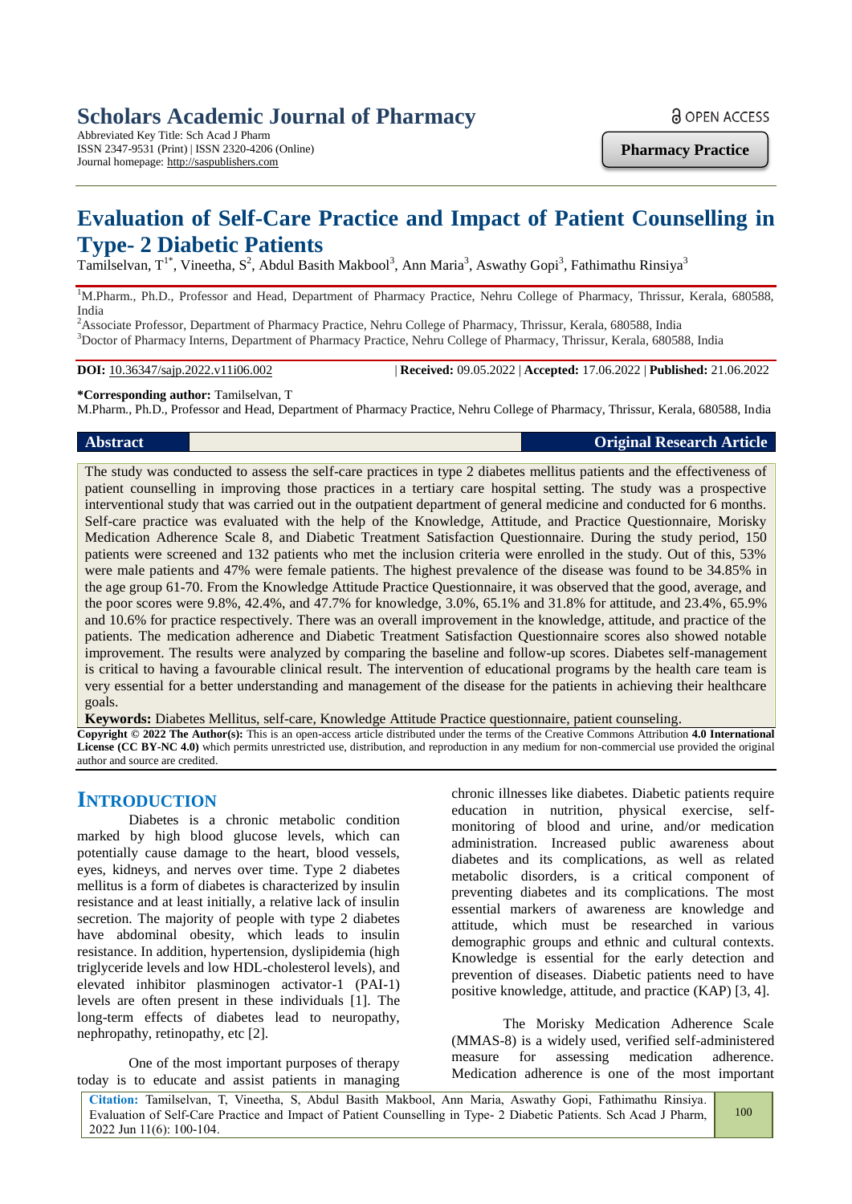# Evaluation of Self-Care Practice and Impact of Patient Counselling in Type- 2 Diabetic Patients

Tamilselvan, T[1*], Vineetha, S[2], Abdul Basith Makbool[3], Ann Maria[3], Aswathy Gopi[3], Fathimathu Rinsiya[3]

[1]M.Pharm., Ph.D., Professor and Head, Department of Pharmacy Practice, Nehru College of Pharmacy, Thrissur, Kerala, 680588, India

[2]Associate Professor, Department of Pharmacy Practice, Nehru College of Pharmacy, Thrissur, Kerala, 680588, India

[3]Doctor of Pharmacy Interns, Department of Pharmacy Practice, Nehru College of Pharmacy, Thrissur, Kerala, 680588, India

**DOI:** 10.36347/sajp.2022.v11i06.002 | **Received:** 09.05.2022 | **Accepted:** 17.06.2022 | **Published:** 21.06.2022

**\*Corresponding author:** Tamilselvan, T
M.Pharm., Ph.D., Professor and Head, Department of Pharmacy Practice, Nehru College of Pharmacy, Thrissur, Kerala, 680588, India

**Original Research Article**

## Abstract

The study was conducted to assess the self-care practices in type 2 diabetes mellitus patients and the effectiveness of patient counselling in improving those practices in a tertiary care hospital setting. The study was a prospective interventional study that was carried out in the outpatient department of general medicine and conducted for 6 months. Self-care practice was evaluated with the help of the Knowledge, Attitude, and Practice Questionnaire, Morisky Medication Adherence Scale 8, and Diabetic Treatment Satisfaction Questionnaire. During the study period, 150 patients were screened and 132 patients who met the inclusion criteria were enrolled in the study. Out of this, 53% were male patients and 47% were female patients. The highest prevalence of the disease was found to be 34.85% in the age group 61-70. From the Knowledge Attitude Practice Questionnaire, it was observed that the good, average, and the poor scores were 9.8%, 42.4%, and 47.7% for knowledge, 3.0%, 65.1% and 31.8% for attitude, and 23.4%, 65.9% and 10.6% for practice respectively. There was an overall improvement in the knowledge, attitude, and practice of the patients. The medication adherence and Diabetic Treatment Satisfaction Questionnaire scores also showed notable improvement. The results were analyzed by comparing the baseline and follow-up scores. Diabetes self-management is critical to having a favourable clinical result. The intervention of educational programs by the health care team is very essential for a better understanding and management of the disease for the patients in achieving their healthcare goals.

**Keywords:** Diabetes Mellitus, self-care, Knowledge Attitude Practice questionnaire, patient counseling.

**Copyright © 2022 The Author(s):** This is an open-access article distributed under the terms of the Creative Commons Attribution **4.0 International License (CC BY-NC 4.0)** which permits unrestricted use, distribution, and reproduction in any medium for non-commercial use provided the original author and source are credited.

## INTRODUCTION

Diabetes is a chronic metabolic condition marked by high blood glucose levels, which can potentially cause damage to the heart, blood vessels, eyes, kidneys, and nerves over time. Type 2 diabetes mellitus is a form of diabetes is characterized by insulin resistance and at least initially, a relative lack of insulin secretion. The majority of people with type 2 diabetes have abdominal obesity, which leads to insulin resistance. In addition, hypertension, dyslipidemia (high triglyceride levels and low HDL-cholesterol levels), and elevated inhibitor plasminogen activator-1 (PAI-1) levels are often present in these individuals [1]. The long-term effects of diabetes lead to neuropathy, nephropathy, retinopathy, etc [2].

One of the most important purposes of therapy today is to educate and assist patients in managing chronic illnesses like diabetes. Diabetic patients require education in nutrition, physical exercise, self-monitoring of blood and urine, and/or medication administration. Increased public awareness about diabetes and its complications, as well as related metabolic disorders, is a critical component of preventing diabetes and its complications. The most essential markers of awareness are knowledge and attitude, which must be researched in various demographic groups and ethnic and cultural contexts. Knowledge is essential for the early detection and prevention of diseases. Diabetic patients need to have positive knowledge, attitude, and practice (KAP) [3, 4].

The Morisky Medication Adherence Scale (MMAS-8) is a widely used, verified self-administered measure for assessing medication adherence. Medication adherence is one of the most important

**Citation:** Tamilselvan, T, Vineetha, S, Abdul Basith Makbool, Ann Maria, Aswathy Gopi, Fathimathu Rinsiya. Evaluation of Self-Care Practice and Impact of Patient Counselling in Type- 2 Diabetic Patients. Sch Acad J Pharm, 2022 Jun 11(6): 100-104.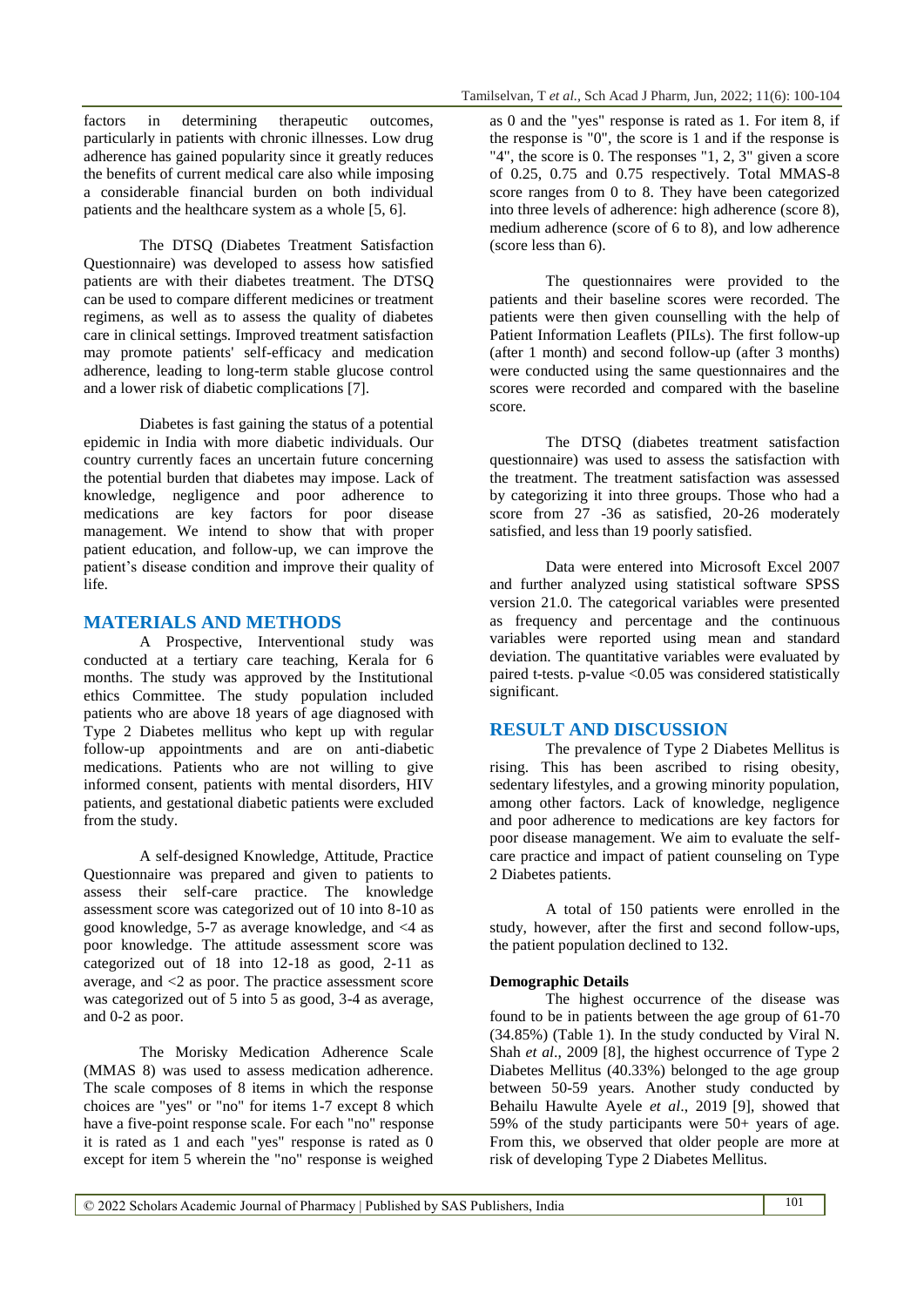factors in determining therapeutic outcomes, particularly in patients with chronic illnesses. Low drug adherence has gained popularity since it greatly reduces the benefits of current medical care also while imposing a considerable financial burden on both individual patients and the healthcare system as a whole [5, 6].

The DTSQ (Diabetes Treatment Satisfaction Questionnaire) was developed to assess how satisfied patients are with their diabetes treatment. The DTSQ can be used to compare different medicines or treatment regimens, as well as to assess the quality of diabetes care in clinical settings. Improved treatment satisfaction may promote patients' self-efficacy and medication adherence, leading to long-term stable glucose control and a lower risk of diabetic complications [7].

Diabetes is fast gaining the status of a potential epidemic in India with more diabetic individuals. Our country currently faces an uncertain future concerning the potential burden that diabetes may impose. Lack of knowledge, negligence and poor adherence to medications are key factors for poor disease management. We intend to show that with proper patient education, and follow-up, we can improve the patient's disease condition and improve their quality of life.

## MATERIALS AND METHODS

A Prospective, Interventional study was conducted at a tertiary care teaching, Kerala for 6 months. The study was approved by the Institutional ethics Committee. The study population included patients who are above 18 years of age diagnosed with Type 2 Diabetes mellitus who kept up with regular follow-up appointments and are on anti-diabetic medications. Patients who are not willing to give informed consent, patients with mental disorders, HIV patients, and gestational diabetic patients were excluded from the study.

A self-designed Knowledge, Attitude, Practice Questionnaire was prepared and given to patients to assess their self-care practice. The knowledge assessment score was categorized out of 10 into 8-10 as good knowledge, 5-7 as average knowledge, and <4 as poor knowledge. The attitude assessment score was categorized out of 18 into 12-18 as good, 2-11 as average, and <2 as poor. The practice assessment score was categorized out of 5 into 5 as good, 3-4 as average, and 0-2 as poor.

The Morisky Medication Adherence Scale (MMAS 8) was used to assess medication adherence. The scale composes of 8 items in which the response choices are "yes" or "no" for items 1-7 except 8 which have a five-point response scale. For each "no" response it is rated as 1 and each "yes" response is rated as 0 except for item 5 wherein the "no" response is weighed as 0 and the "yes" response is rated as 1. For item 8, if the response is "0", the score is 1 and if the response is "4", the score is 0. The responses "1, 2, 3" given a score of 0.25, 0.75 and 0.75 respectively. Total MMAS-8 score ranges from 0 to 8. They have been categorized into three levels of adherence: high adherence (score 8), medium adherence (score of 6 to 8), and low adherence (score less than 6).

The questionnaires were provided to the patients and their baseline scores were recorded. The patients were then given counselling with the help of Patient Information Leaflets (PILs). The first follow-up (after 1 month) and second follow-up (after 3 months) were conducted using the same questionnaires and the scores were recorded and compared with the baseline score.

The DTSQ (diabetes treatment satisfaction questionnaire) was used to assess the satisfaction with the treatment. The treatment satisfaction was assessed by categorizing it into three groups. Those who had a score from 27 -36 as satisfied, 20-26 moderately satisfied, and less than 19 poorly satisfied.

Data were entered into Microsoft Excel 2007 and further analyzed using statistical software SPSS version 21.0. The categorical variables were presented as frequency and percentage and the continuous variables were reported using mean and standard deviation. The quantitative variables were evaluated by paired t-tests. p-value $<0.05$ was considered statistically significant.

## RESULT AND DISCUSSION

The prevalence of Type 2 Diabetes Mellitus is rising. This has been ascribed to rising obesity, sedentary lifestyles, and a growing minority population, among other factors. Lack of knowledge, negligence and poor adherence to medications are key factors for poor disease management. We aim to evaluate the self-care practice and impact of patient counseling on Type 2 Diabetes patients.

A total of 150 patients were enrolled in the study, however, after the first and second follow-ups, the patient population declined to 132.

### Demographic Details

The highest occurrence of the disease was found to be in patients between the age group of 61-70 (34.85%) (Table 1). In the study conducted by Viral N. Shah *et al*., 2009 [8], the highest occurrence of Type 2 Diabetes Mellitus (40.33%) belonged to the age group between 50-59 years. Another study conducted by Behailu Hawulte Ayele *et al*., 2019 [9], showed that 59% of the study participants were 50+ years of age. From this, we observed that older people are more at risk of developing Type 2 Diabetes Mellitus.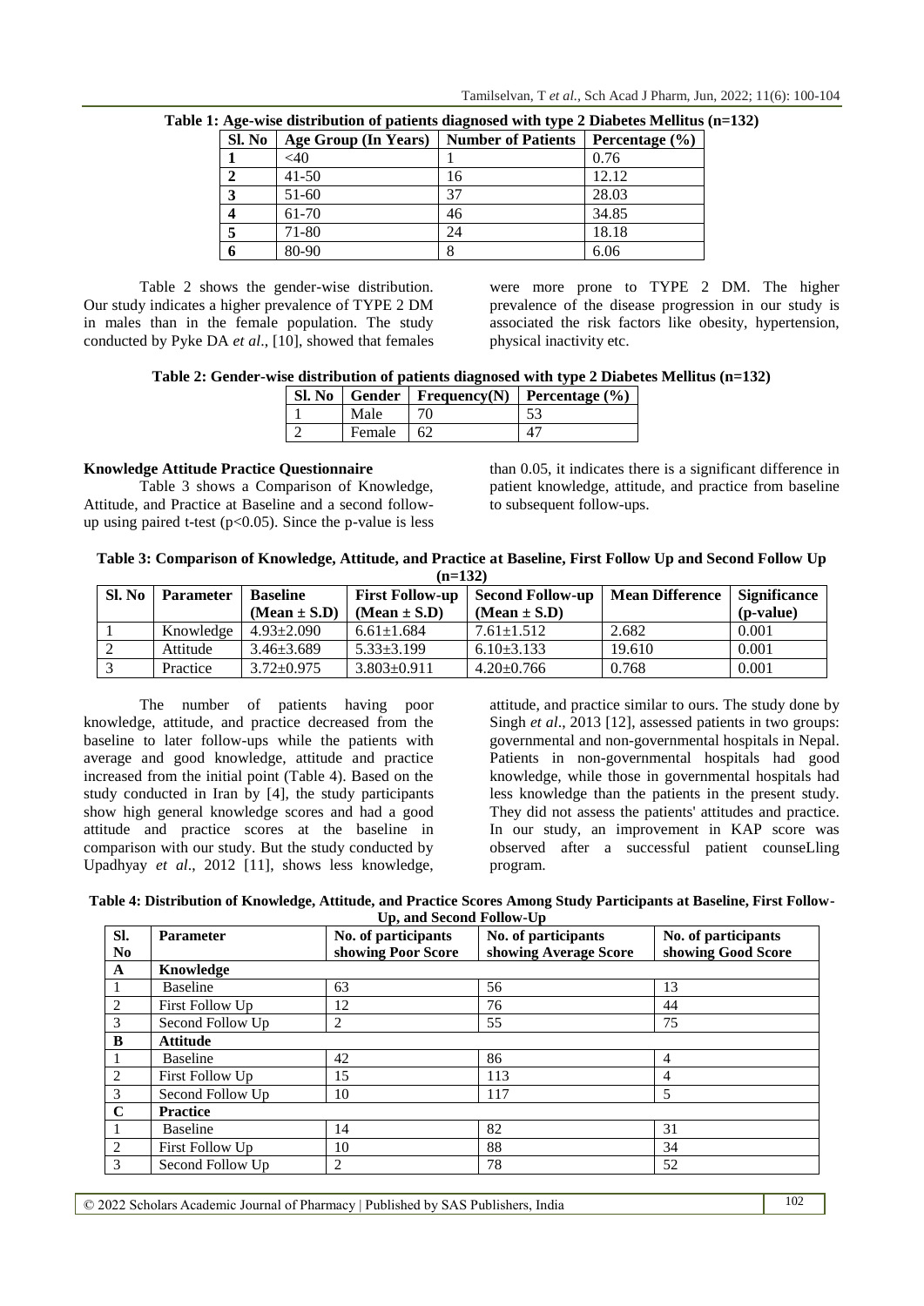**Table 1: Age-wise distribution of patients diagnosed with type 2 Diabetes Mellitus (n=132)**

| Sl. No | Age Group (In Years) | Number of Patients | Percentage (%) |
|---|---|---|---|
| **1** | <40 | 1 | 0.76 |
| **2** | 41-50 | 16 | 12.12 |
| **3** | 51-60 | 37 | 28.03 |
| **4** | 61-70 | 46 | 34.85 |
| **5** | 71-80 | 24 | 18.18 |
| **6** | 80-90 | 8 | 6.06 |

Table 2 shows the gender-wise distribution. Our study indicates a higher prevalence of TYPE 2 DM in males than in the female population. The study conducted by Pyke DA *et al*., [10], showed that females were more prone to TYPE 2 DM. The higher prevalence of the disease progression in our study is associated the risk factors like obesity, hypertension, physical inactivity etc.

**Table 2: Gender-wise distribution of patients diagnosed with type 2 Diabetes Mellitus (n=132)**

| Sl. No | Gender | Frequency(N) | Percentage (%) |
|---|---|---|---|
| 1 | Male | 70 | 53 |
| 2 | Female | 62 | 47 |

**Knowledge Attitude Practice Questionnaire**

Table 3 shows a Comparison of Knowledge, Attitude, and Practice at Baseline and a second follow-up using paired t-test ($p<0.05$). Since the p-value is less than 0.05, it indicates there is a significant difference in patient knowledge, attitude, and practice from baseline to subsequent follow-ups.

**Table 3: Comparison of Knowledge, Attitude, and Practice at Baseline, First Follow Up and Second Follow Up (n=132)**

| Sl. No | Parameter | Baseline (Mean ± S.D) | First Follow-up (Mean ± S.D) | Second Follow-up (Mean ± S.D) | Mean Difference | Significance (p-value) |
|---|---|---|---|---|---|---|
| 1 | Knowledge | 4.93±2.090 | 6.61±1.684 | 7.61±1.512 | 2.682 | 0.001 |
| 2 | Attitude | 3.46±3.689 | 5.33±3.199 | 6.10±3.133 | 19.610 | 0.001 |
| 3 | Practice | 3.72±0.975 | 3.803±0.911 | 4.20±0.766 | 0.768 | 0.001 |

The number of patients having poor knowledge, attitude, and practice decreased from the baseline to later follow-ups while the patients with average and good knowledge, attitude and practice increased from the initial point (Table 4). Based on the study conducted in Iran by [4], the study participants show high general knowledge scores and had a good attitude and practice scores at the baseline in comparison with our study. But the study conducted by Upadhyay *et al*., 2012 [11], shows less knowledge, attitude, and practice similar to ours. The study done by Singh *et al*., 2013 [12], assessed patients in two groups: governmental and non-governmental hospitals in Nepal. Patients in non-governmental hospitals had good knowledge, while those in governmental hospitals had less knowledge than the patients in the present study. They did not assess the patients' attitudes and practice. In our study, an improvement in KAP score was observed after a successful patient counseLling program.

**Table 4: Distribution of Knowledge, Attitude, and Practice Scores Among Study Participants at Baseline, First Follow-Up, and Second Follow-Up**

| Sl. No | Parameter | No. of participants showing Poor Score | No. of participants showing Average Score | No. of participants showing Good Score |
|---|---|---|---|---|
| **A** | **Knowledge** | | | |
| 1 | Baseline | 63 | 56 | 13 |
| 2 | First Follow Up | 12 | 76 | 44 |
| 3 | Second Follow Up | 2 | 55 | 75 |
| **B** | **Attitude** | | | |
| 1 | Baseline | 42 | 86 | 4 |
| 2 | First Follow Up | 15 | 113 | 4 |
| 3 | Second Follow Up | 10 | 117 | 5 |
| **C** | **Practice** | | | |
| 1 | Baseline | 14 | 82 | 31 |
| 2 | First Follow Up | 10 | 88 | 34 |
| 3 | Second Follow Up | 2 | 78 | 52 |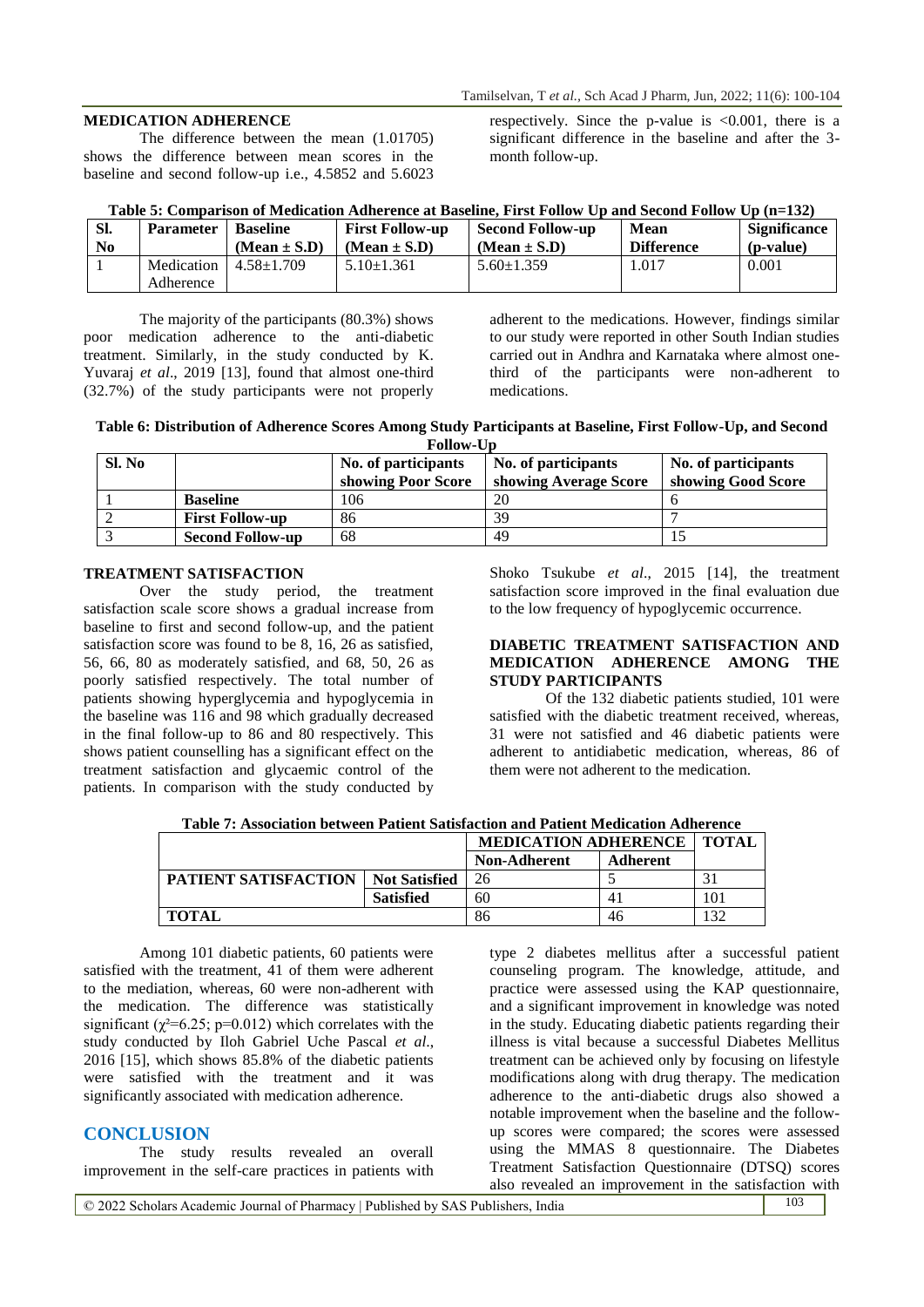## MEDICATION ADHERENCE

The difference between the mean (1.01705) shows the difference between mean scores in the baseline and second follow-up i.e., 4.5852 and 5.6023 respectively. Since the p-value is <0.001, there is a significant difference in the baseline and after the 3-month follow-up.

**Table 5: Comparison of Medication Adherence at Baseline, First Follow Up and Second Follow Up (n=132)**

| Sl. No | Parameter | Baseline (Mean ± S.D) | First Follow-up (Mean ± S.D) | Second Follow-up (Mean ± S.D) | Mean Difference | Significance (p-value) |
|---|---|---|---|---|---|---|
| 1 | Medication Adherence | 4.58±1.709 | 5.10±1.361 | 5.60±1.359 | 1.017 | 0.001 |

The majority of the participants (80.3%) shows poor medication adherence to the anti-diabetic treatment. Similarly, in the study conducted by K. Yuvaraj *et al*., 2019 [13], found that almost one-third (32.7%) of the study participants were not properly adherent to the medications. However, findings similar to our study were reported in other South Indian studies carried out in Andhra and Karnataka where almost one-third of the participants were non-adherent to medications.

**Table 6: Distribution of Adherence Scores Among Study Participants at Baseline, First Follow-Up, and Second Follow-Up**

| Sl. No | | No. of participants showing Poor Score | No. of participants showing Average Score | No. of participants showing Good Score |
|---|---|---|---|---|
| 1 | **Baseline** | 106 | 20 | 6 |
| 2 | **First Follow-up** | 86 | 39 | 7 |
| 3 | **Second Follow-up** | 68 | 49 | 15 |

## TREATMENT SATISFACTION

Over the study period, the treatment satisfaction scale score shows a gradual increase from baseline to first and second follow-up, and the patient satisfaction score was found to be 8, 16, 26 as satisfied, 56, 66, 80 as moderately satisfied, and 68, 50, 26 as poorly satisfied respectively. The total number of patients showing hyperglycemia and hypoglycemia in the baseline was 116 and 98 which gradually decreased in the final follow-up to 86 and 80 respectively. This shows patient counselling has a significant effect on the treatment satisfaction and glycaemic control of the patients. In comparison with the study conducted by Shoko Tsukube *et al*., 2015 [14], the treatment satisfaction score improved in the final evaluation due to the low frequency of hypoglycemic occurrence.

## DIABETIC TREATMENT SATISFACTION AND MEDICATION ADHERENCE AMONG THE STUDY PARTICIPANTS

Of the 132 diabetic patients studied, 101 were satisfied with the diabetic treatment received, whereas, 31 were not satisfied and 46 diabetic patients were adherent to antidiabetic medication, whereas, 86 of them were not adherent to the medication.

**Table 7: Association between Patient Satisfaction and Patient Medication Adherence**

| | | MEDICATION ADHERENCE | | TOTAL |
|---|---|---|---|---|
| | | **Non-Adherent** | **Adherent** | |
| **PATIENT SATISFACTION** | **Not Satisfied** | 26 | 5 | 31 |
| | **Satisfied** | 60 | 41 | 101 |
| **TOTAL** | | 86 | 46 | 132 |

Among 101 diabetic patients, 60 patients were satisfied with the treatment, 41 of them were adherent to the mediation, whereas, 60 were non-adherent with the medication. The difference was statistically significant ($\chi^2$=6.25; p=0.012) which correlates with the study conducted by Iloh Gabriel Uche Pascal *et al*., 2016 [15], which shows 85.8% of the diabetic patients were satisfied with the treatment and it was significantly associated with medication adherence.

## CONCLUSION

The study results revealed an overall improvement in the self-care practices in patients with type 2 diabetes mellitus after a successful patient counseling program. The knowledge, attitude, and practice were assessed using the KAP questionnaire, and a significant improvement in knowledge was noted in the study. Educating diabetic patients regarding their illness is vital because a successful Diabetes Mellitus treatment can be achieved only by focusing on lifestyle modifications along with drug therapy. The medication adherence to the anti-diabetic drugs also showed a notable improvement when the baseline and the follow-up scores were compared; the scores were assessed using the MMAS 8 questionnaire. The Diabetes Treatment Satisfaction Questionnaire (DTSQ) scores also revealed an improvement in the satisfaction with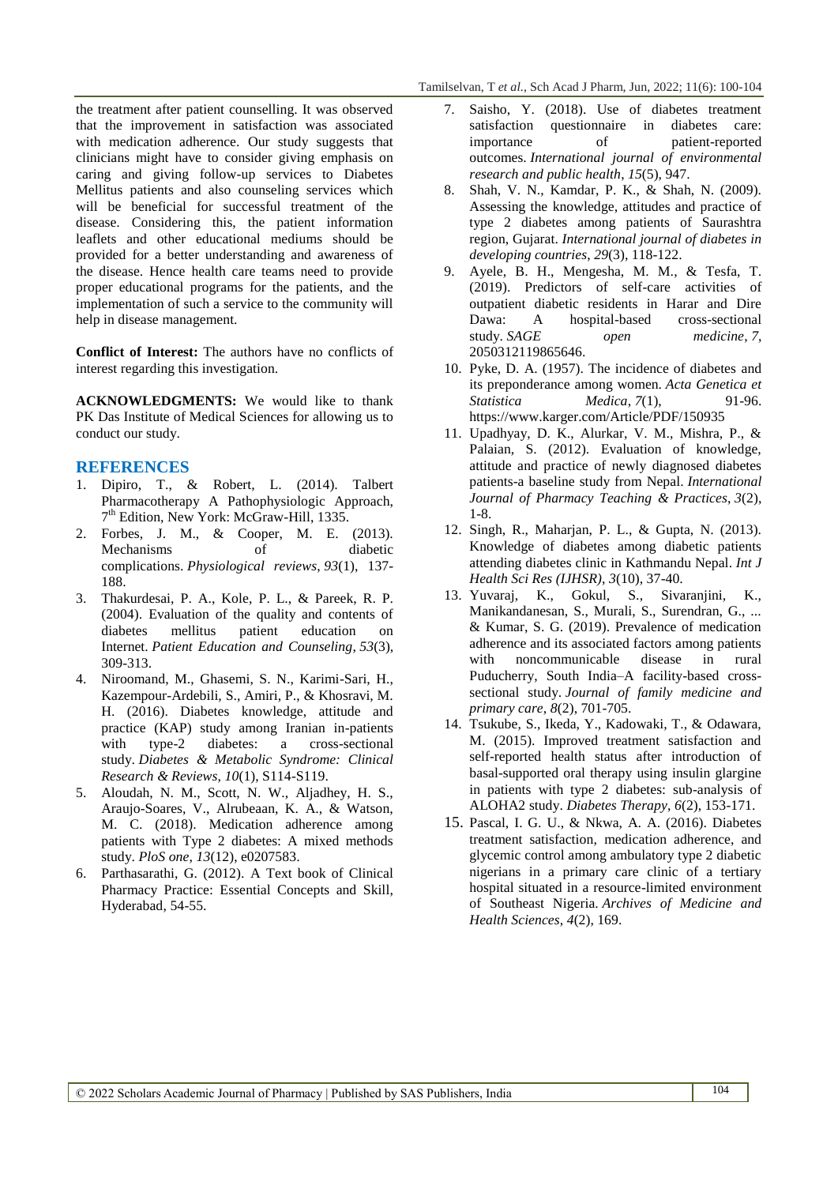the treatment after patient counselling. It was observed that the improvement in satisfaction was associated with medication adherence. Our study suggests that clinicians might have to consider giving emphasis on caring and giving follow-up services to Diabetes Mellitus patients and also counseling services which will be beneficial for successful treatment of the disease. Considering this, the patient information leaflets and other educational mediums should be provided for a better understanding and awareness of the disease. Hence health care teams need to provide proper educational programs for the patients, and the implementation of such a service to the community will help in disease management.

**Conflict of Interest:** The authors have no conflicts of interest regarding this investigation.

**ACKNOWLEDGMENTS:** We would like to thank PK Das Institute of Medical Sciences for allowing us to conduct our study.

## REFERENCES

1. Dipiro, T., & Robert, L. (2014). Talbert Pharmacotherapy A Pathophysiologic Approach, 7th Edition, New York: McGraw-Hill, 1335.
2. Forbes, J. M., & Cooper, M. E. (2013). Mechanisms of diabetic complications. *Physiological reviews*, *93*(1), 137-188.
3. Thakurdesai, P. A., Kole, P. L., & Pareek, R. P. (2004). Evaluation of the quality and contents of diabetes mellitus patient education on Internet. *Patient Education and Counseling*, *53*(3), 309-313.
4. Niroomand, M., Ghasemi, S. N., Karimi-Sari, H., Kazempour-Ardebili, S., Amiri, P., & Khosravi, M. H. (2016). Diabetes knowledge, attitude and practice (KAP) study among Iranian in-patients with type-2 diabetes: a cross-sectional study. *Diabetes & Metabolic Syndrome: Clinical Research & Reviews*, *10*(1), S114-S119.
5. Aloudah, N. M., Scott, N. W., Aljadhey, H. S., Araujo-Soares, V., Alrubeaan, K. A., & Watson, M. C. (2018). Medication adherence among patients with Type 2 diabetes: A mixed methods study. *PloS one*, *13*(12), e0207583.
6. Parthasarathi, G. (2012). A Text book of Clinical Pharmacy Practice: Essential Concepts and Skill, Hyderabad, 54-55.
7. Saisho, Y. (2018). Use of diabetes treatment satisfaction questionnaire in diabetes care: importance of patient-reported outcomes. *International journal of environmental research and public health*, *15*(5), 947.
8. Shah, V. N., Kamdar, P. K., & Shah, N. (2009). Assessing the knowledge, attitudes and practice of type 2 diabetes among patients of Saurashtra region, Gujarat. *International journal of diabetes in developing countries*, *29*(3), 118-122.
9. Ayele, B. H., Mengesha, M. M., & Tesfa, T. (2019). Predictors of self-care activities of outpatient diabetic residents in Harar and Dire Dawa: A hospital-based cross-sectional study. *SAGE open medicine*, *7*, 2050312119865646.
10. Pyke, D. A. (1957). The incidence of diabetes and its preponderance among women. *Acta Genetica et Statistica Medica*, *7*(1), 91-96. https://www.karger.com/Article/PDF/150935
11. Upadhyay, D. K., Alurkar, V. M., Mishra, P., & Palaian, S. (2012). Evaluation of knowledge, attitude and practice of newly diagnosed diabetes patients-a baseline study from Nepal. *International Journal of Pharmacy Teaching & Practices*, *3*(2), 1-8.
12. Singh, R., Maharjan, P. L., & Gupta, N. (2013). Knowledge of diabetes among diabetic patients attending diabetes clinic in Kathmandu Nepal. *Int J Health Sci Res (IJHSR)*, *3*(10), 37-40.
13. Yuvaraj, K., Gokul, S., Sivaranjini, K., Manikandanesan, S., Murali, S., Surendran, G., ... & Kumar, S. G. (2019). Prevalence of medication adherence and its associated factors among patients with noncommunicable disease in rural Puducherry, South India–A facility-based cross-sectional study. *Journal of family medicine and primary care*, *8*(2), 701-705.
14. Tsukube, S., Ikeda, Y., Kadowaki, T., & Odawara, M. (2015). Improved treatment satisfaction and self-reported health status after introduction of basal-supported oral therapy using insulin glargine in patients with type 2 diabetes: sub-analysis of ALOHA2 study. *Diabetes Therapy*, *6*(2), 153-171.
15. Pascal, I. G. U., & Nkwa, A. A. (2016). Diabetes treatment satisfaction, medication adherence, and glycemic control among ambulatory type 2 diabetic nigerians in a primary care clinic of a tertiary hospital situated in a resource-limited environment of Southeast Nigeria. *Archives of Medicine and Health Sciences*, *4*(2), 169.